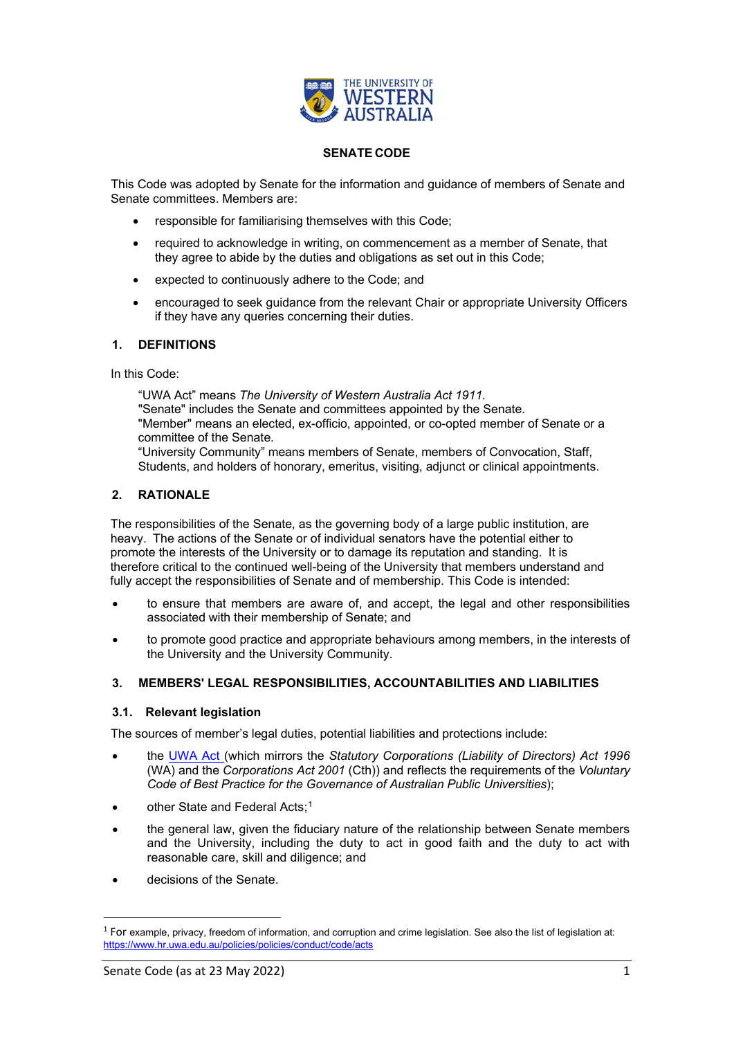# SENATE CODE

This Code was adopted by Senate for the information and guidance of members of Senate and Senate committees. Members are:

- responsible for familiarising themselves with this Code;
- required to acknowledge in writing, on commencement as a member of Senate, that they agree to abide by the duties and obligations as set out in this Code;
- expected to continuously adhere to the Code; and
- encouraged to seek guidance from the relevant Chair or appropriate University Officers if they have any queries concerning their duties.

## 1. DEFINITIONS

In this Code:

> "UWA Act" means *The University of Western Australia Act 1911.*
> "Senate" includes the Senate and committees appointed by the Senate.
> "Member" means an elected, ex-officio, appointed, or co-opted member of Senate or a committee of the Senate.
> "University Community" means members of Senate, members of Convocation, Staff, Students, and holders of honorary, emeritus, visiting, adjunct or clinical appointments.

## 2. RATIONALE

The responsibilities of the Senate, as the governing body of a large public institution, are heavy. The actions of the Senate or of individual senators have the potential either to promote the interests of the University or to damage its reputation and standing. It is therefore critical to the continued well-being of the University that members understand and fully accept the responsibilities of Senate and of membership. This Code is intended:

- to ensure that members are aware of, and accept, the legal and other responsibilities associated with their membership of Senate; and
- to promote good practice and appropriate behaviours among members, in the interests of the University and the University Community.

## 3. MEMBERS' LEGAL RESPONSIBILITIES, ACCOUNTABILITIES AND LIABILITIES

### 3.1. Relevant legislation

The sources of member's legal duties, potential liabilities and protections include:

- the UWA Act (which mirrors the *Statutory Corporations (Liability of Directors) Act 1996* (WA) and the *Corporations Act 2001* (Cth)) and reflects the requirements of the *Voluntary Code of Best Practice for the Governance of Australian Public Universities*);
- other State and Federal Acts;[1]
- the general law, given the fiduciary nature of the relationship between Senate members and the University, including the duty to act in good faith and the duty to act with reasonable care, skill and diligence; and
- decisions of the Senate.

[1] For example, privacy, freedom of information, and corruption and crime legislation. See also the list of legislation at: https://www.hr.uwa.edu.au/policies/policies/conduct/code/acts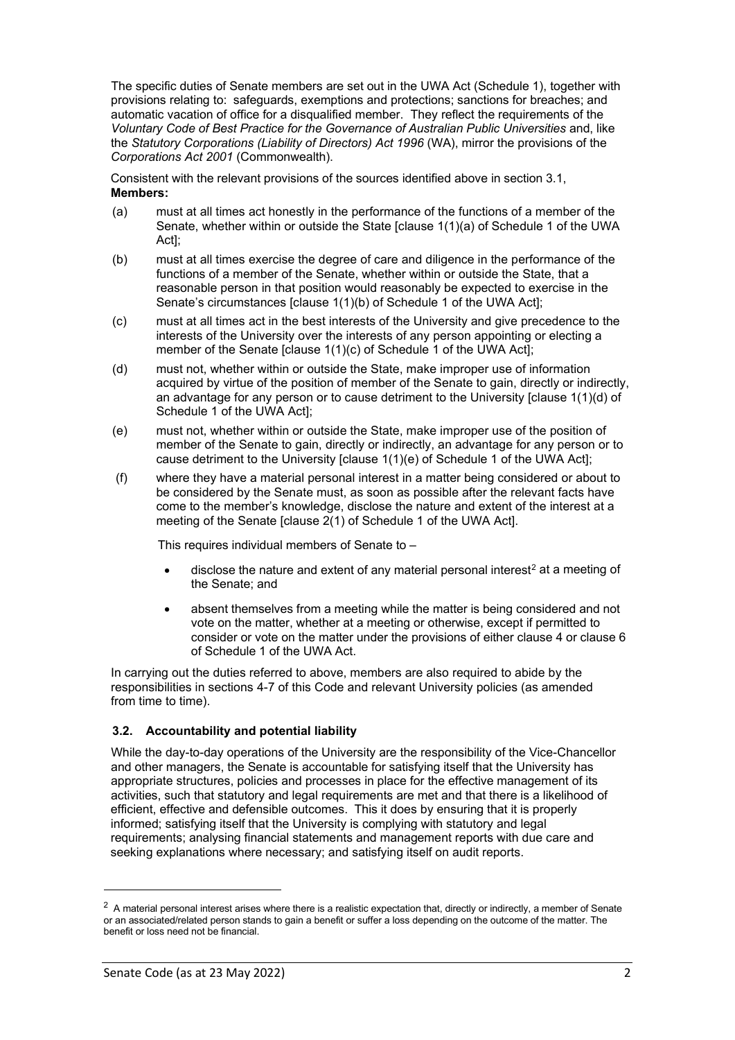The specific duties of Senate members are set out in the UWA Act (Schedule 1), together with provisions relating to: safeguards, exemptions and protections; sanctions for breaches; and automatic vacation of office for a disqualified member. They reflect the requirements of the *Voluntary Code of Best Practice for the Governance of Australian Public Universities* and, like the *Statutory Corporations (Liability of Directors) Act 1996* (WA), mirror the provisions of the *Corporations Act 2001* (Commonwealth).

Consistent with the relevant provisions of the sources identified above in section 3.1, **Members:**

(a) must at all times act honestly in the performance of the functions of a member of the Senate, whether within or outside the State [clause 1(1)(a) of Schedule 1 of the UWA Act];

(b) must at all times exercise the degree of care and diligence in the performance of the functions of a member of the Senate, whether within or outside the State, that a reasonable person in that position would reasonably be expected to exercise in the Senate's circumstances [clause 1(1)(b) of Schedule 1 of the UWA Act];

(c) must at all times act in the best interests of the University and give precedence to the interests of the University over the interests of any person appointing or electing a member of the Senate [clause 1(1)(c) of Schedule 1 of the UWA Act];

(d) must not, whether within or outside the State, make improper use of information acquired by virtue of the position of member of the Senate to gain, directly or indirectly, an advantage for any person or to cause detriment to the University [clause 1(1)(d) of Schedule 1 of the UWA Act];

(e) must not, whether within or outside the State, make improper use of the position of member of the Senate to gain, directly or indirectly, an advantage for any person or to cause detriment to the University [clause 1(1)(e) of Schedule 1 of the UWA Act];

(f) where they have a material personal interest in a matter being considered or about to be considered by the Senate must, as soon as possible after the relevant facts have come to the member's knowledge, disclose the nature and extent of the interest at a meeting of the Senate [clause 2(1) of Schedule 1 of the UWA Act].

This requires individual members of Senate to –

- disclose the nature and extent of any material personal interest[2] at a meeting of the Senate; and
- absent themselves from a meeting while the matter is being considered and not vote on the matter, whether at a meeting or otherwise, except if permitted to consider or vote on the matter under the provisions of either clause 4 or clause 6 of Schedule 1 of the UWA Act.

In carrying out the duties referred to above, members are also required to abide by the responsibilities in sections 4-7 of this Code and relevant University policies (as amended from time to time).

### 3.2. Accountability and potential liability

While the day-to-day operations of the University are the responsibility of the Vice-Chancellor and other managers, the Senate is accountable for satisfying itself that the University has appropriate structures, policies and processes in place for the effective management of its activities, such that statutory and legal requirements are met and that there is a likelihood of efficient, effective and defensible outcomes. This it does by ensuring that it is properly informed; satisfying itself that the University is complying with statutory and legal requirements; analysing financial statements and management reports with due care and seeking explanations where necessary; and satisfying itself on audit reports.

[2] A material personal interest arises where there is a realistic expectation that, directly or indirectly, a member of Senate or an associated/related person stands to gain a benefit or suffer a loss depending on the outcome of the matter. The benefit or loss need not be financial.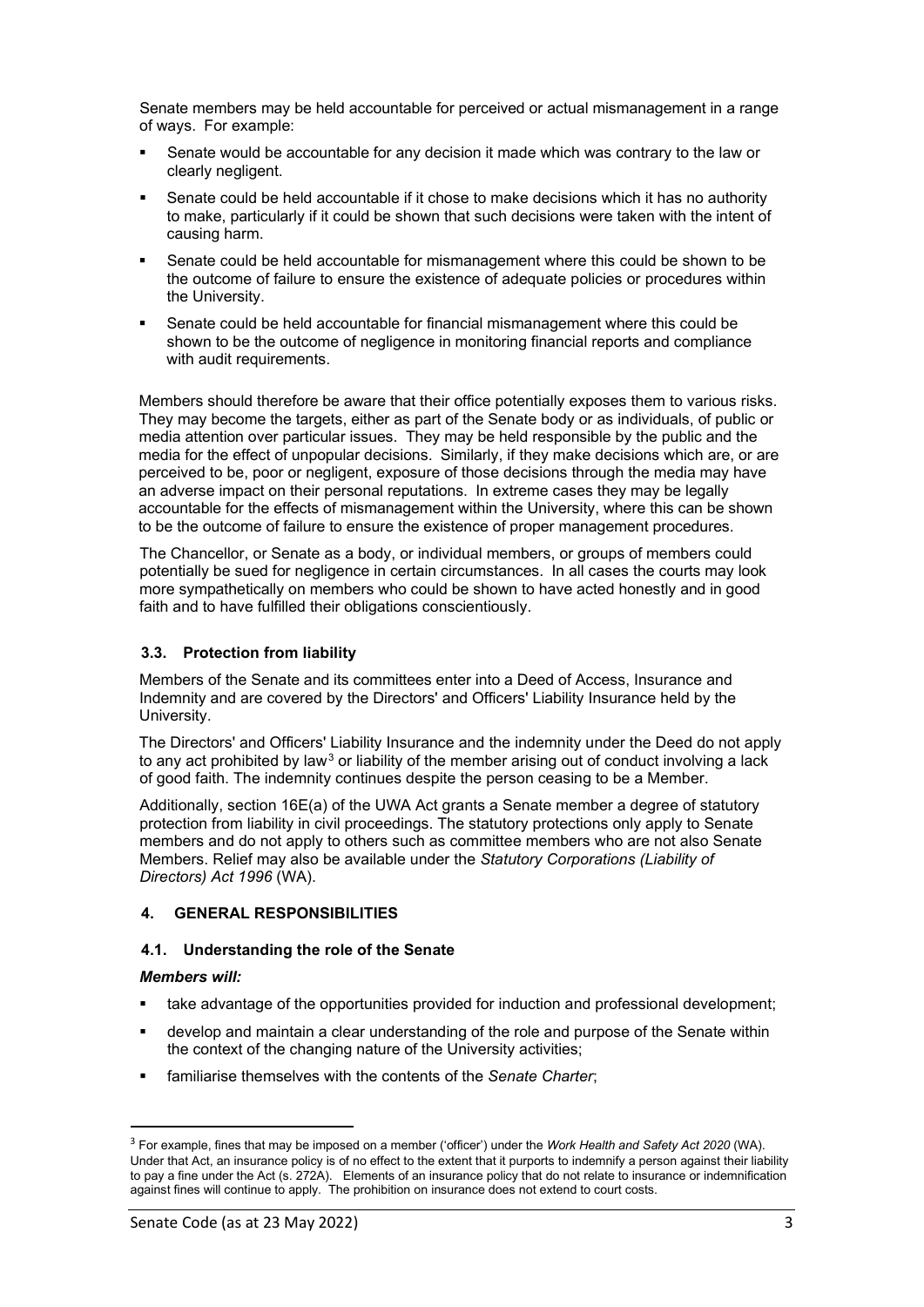Senate members may be held accountable for perceived or actual mismanagement in a range of ways. For example:

- Senate would be accountable for any decision it made which was contrary to the law or clearly negligent.
- Senate could be held accountable if it chose to make decisions which it has no authority to make, particularly if it could be shown that such decisions were taken with the intent of causing harm.
- Senate could be held accountable for mismanagement where this could be shown to be the outcome of failure to ensure the existence of adequate policies or procedures within the University.
- Senate could be held accountable for financial mismanagement where this could be shown to be the outcome of negligence in monitoring financial reports and compliance with audit requirements.

Members should therefore be aware that their office potentially exposes them to various risks. They may become the targets, either as part of the Senate body or as individuals, of public or media attention over particular issues. They may be held responsible by the public and the media for the effect of unpopular decisions. Similarly, if they make decisions which are, or are perceived to be, poor or negligent, exposure of those decisions through the media may have an adverse impact on their personal reputations. In extreme cases they may be legally accountable for the effects of mismanagement within the University, where this can be shown to be the outcome of failure to ensure the existence of proper management procedures.

The Chancellor, or Senate as a body, or individual members, or groups of members could potentially be sued for negligence in certain circumstances. In all cases the courts may look more sympathetically on members who could be shown to have acted honestly and in good faith and to have fulfilled their obligations conscientiously.

### 3.3. Protection from liability

Members of the Senate and its committees enter into a Deed of Access, Insurance and Indemnity and are covered by the Directors' and Officers' Liability Insurance held by the University.

The Directors' and Officers' Liability Insurance and the indemnity under the Deed do not apply to any act prohibited by law[3] or liability of the member arising out of conduct involving a lack of good faith. The indemnity continues despite the person ceasing to be a Member.

Additionally, section 16E(a) of the UWA Act grants a Senate member a degree of statutory protection from liability in civil proceedings. The statutory protections only apply to Senate members and do not apply to others such as committee members who are not also Senate Members. Relief may also be available under the *Statutory Corporations (Liability of Directors) Act 1996* (WA).

## 4. GENERAL RESPONSIBILITIES

### 4.1. Understanding the role of the Senate

***Members will:***

- take advantage of the opportunities provided for induction and professional development;
- develop and maintain a clear understanding of the role and purpose of the Senate within the context of the changing nature of the University activities;
- familiarise themselves with the contents of the *Senate Charter*;

---

[3] For example, fines that may be imposed on a member ('officer') under the *Work Health and Safety Act 2020* (WA). Under that Act, an insurance policy is of no effect to the extent that it purports to indemnify a person against their liability to pay a fine under the Act (s. 272A). Elements of an insurance policy that do not relate to insurance or indemnification against fines will continue to apply. The prohibition on insurance does not extend to court costs.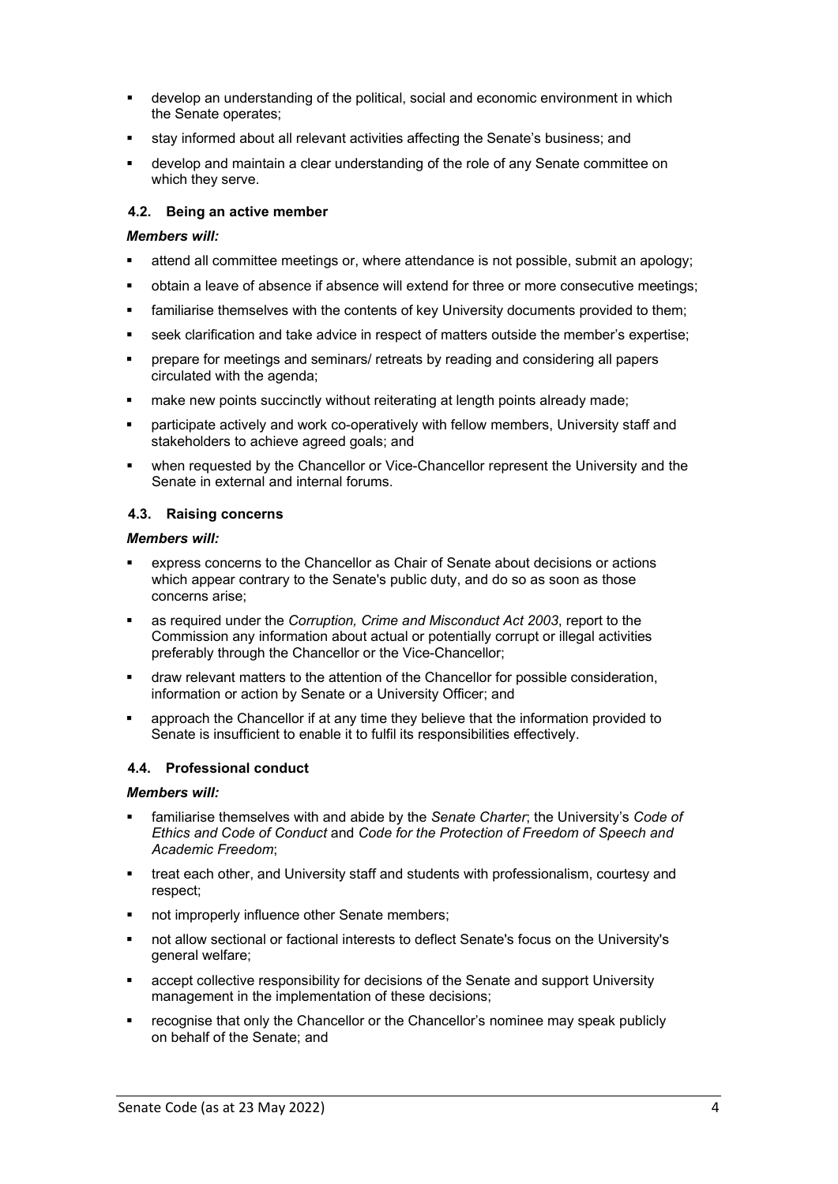- develop an understanding of the political, social and economic environment in which the Senate operates;
- stay informed about all relevant activities affecting the Senate's business; and
- develop and maintain a clear understanding of the role of any Senate committee on which they serve.

### 4.2. Being an active member

***Members will:***

- attend all committee meetings or, where attendance is not possible, submit an apology;
- obtain a leave of absence if absence will extend for three or more consecutive meetings;
- familiarise themselves with the contents of key University documents provided to them;
- seek clarification and take advice in respect of matters outside the member's expertise;
- prepare for meetings and seminars/ retreats by reading and considering all papers circulated with the agenda;
- make new points succinctly without reiterating at length points already made;
- participate actively and work co-operatively with fellow members, University staff and stakeholders to achieve agreed goals; and
- when requested by the Chancellor or Vice-Chancellor represent the University and the Senate in external and internal forums.

### 4.3. Raising concerns

***Members will:***

- express concerns to the Chancellor as Chair of Senate about decisions or actions which appear contrary to the Senate's public duty, and do so as soon as those concerns arise;
- as required under the *Corruption, Crime and Misconduct Act 2003*, report to the Commission any information about actual or potentially corrupt or illegal activities preferably through the Chancellor or the Vice-Chancellor;
- draw relevant matters to the attention of the Chancellor for possible consideration, information or action by Senate or a University Officer; and
- approach the Chancellor if at any time they believe that the information provided to Senate is insufficient to enable it to fulfil its responsibilities effectively.

### 4.4. Professional conduct

***Members will:***

- familiarise themselves with and abide by the *Senate Charter*; the University's *Code of Ethics and Code of Conduct* and *Code for the Protection of Freedom of Speech and Academic Freedom*;
- treat each other, and University staff and students with professionalism, courtesy and respect;
- not improperly influence other Senate members;
- not allow sectional or factional interests to deflect Senate's focus on the University's general welfare;
- accept collective responsibility for decisions of the Senate and support University management in the implementation of these decisions;
- recognise that only the Chancellor or the Chancellor's nominee may speak publicly on behalf of the Senate; and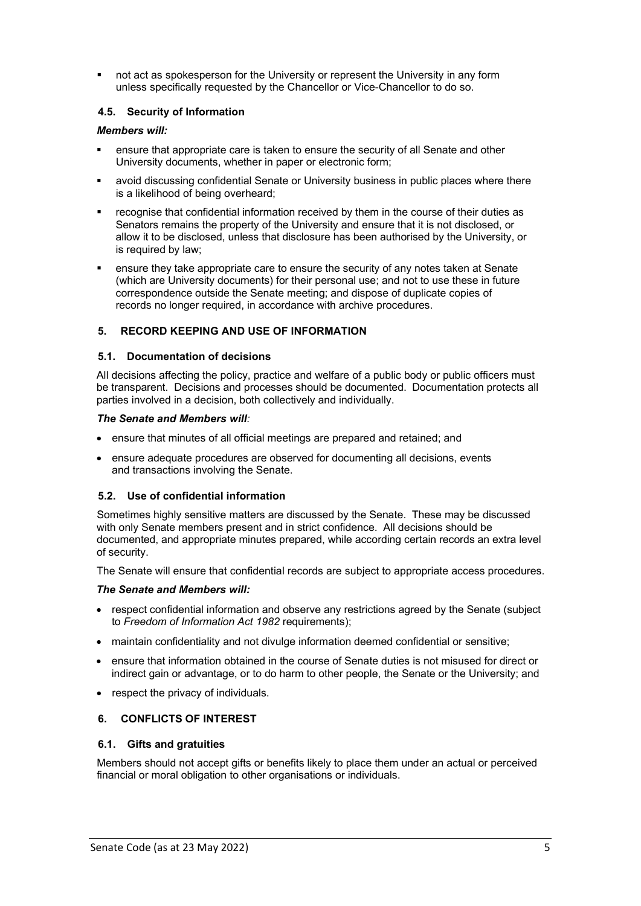- not act as spokesperson for the University or represent the University in any form unless specifically requested by the Chancellor or Vice-Chancellor to do so.

### 4.5. Security of Information

***Members will:***

- ensure that appropriate care is taken to ensure the security of all Senate and other University documents, whether in paper or electronic form;
- avoid discussing confidential Senate or University business in public places where there is a likelihood of being overheard;
- recognise that confidential information received by them in the course of their duties as Senators remains the property of the University and ensure that it is not disclosed, or allow it to be disclosed, unless that disclosure has been authorised by the University, or is required by law;
- ensure they take appropriate care to ensure the security of any notes taken at Senate (which are University documents) for their personal use; and not to use these in future correspondence outside the Senate meeting; and dispose of duplicate copies of records no longer required, in accordance with archive procedures.

## 5. RECORD KEEPING AND USE OF INFORMATION

### 5.1. Documentation of decisions

All decisions affecting the policy, practice and welfare of a public body or public officers must be transparent. Decisions and processes should be documented. Documentation protects all parties involved in a decision, both collectively and individually.

***The Senate and Members will:***

- ensure that minutes of all official meetings are prepared and retained; and
- ensure adequate procedures are observed for documenting all decisions, events and transactions involving the Senate.

### 5.2. Use of confidential information

Sometimes highly sensitive matters are discussed by the Senate. These may be discussed with only Senate members present and in strict confidence. All decisions should be documented, and appropriate minutes prepared, while according certain records an extra level of security.

The Senate will ensure that confidential records are subject to appropriate access procedures.

***The Senate and Members will:***

- respect confidential information and observe any restrictions agreed by the Senate (subject to *Freedom of Information Act 1982* requirements);
- maintain confidentiality and not divulge information deemed confidential or sensitive;
- ensure that information obtained in the course of Senate duties is not misused for direct or indirect gain or advantage, or to do harm to other people, the Senate or the University; and
- respect the privacy of individuals.

## 6. CONFLICTS OF INTEREST

### 6.1. Gifts and gratuities

Members should not accept gifts or benefits likely to place them under an actual or perceived financial or moral obligation to other organisations or individuals.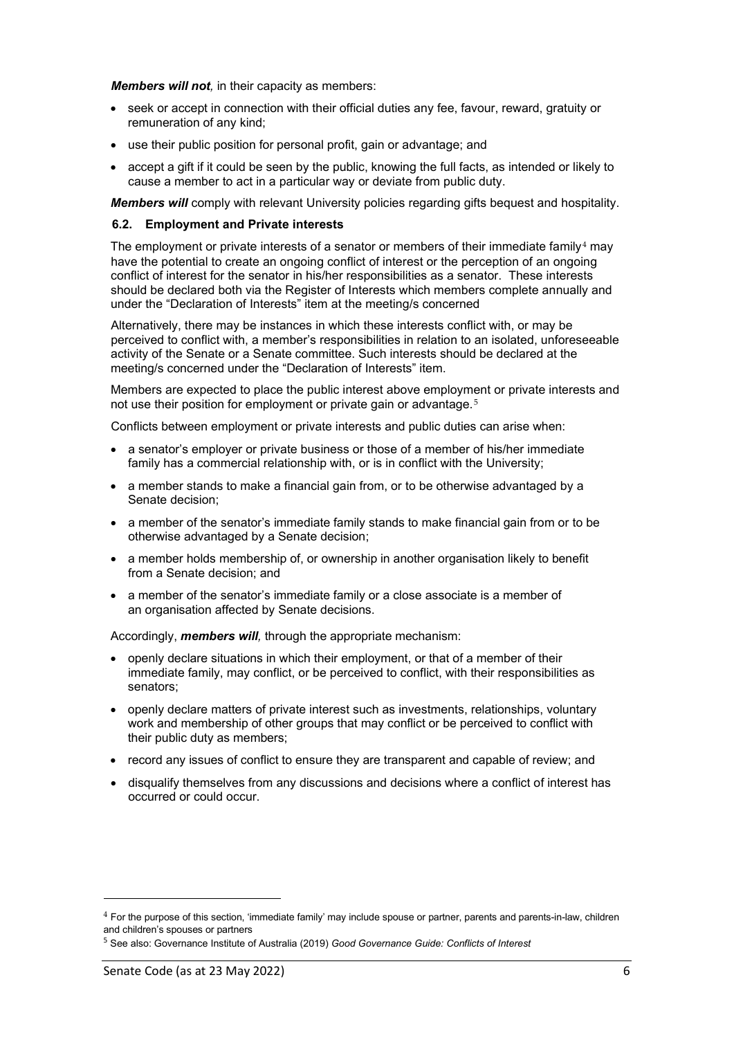***Members will not**,* in their capacity as members:

- seek or accept in connection with their official duties any fee, favour, reward, gratuity or remuneration of any kind;
- use their public position for personal profit, gain or advantage; and
- accept a gift if it could be seen by the public, knowing the full facts, as intended or likely to cause a member to act in a particular way or deviate from public duty.

***Members will*** comply with relevant University policies regarding gifts bequest and hospitality.

### 6.2. Employment and Private interests

The employment or private interests of a senator or members of their immediate family[4] may have the potential to create an ongoing conflict of interest or the perception of an ongoing conflict of interest for the senator in his/her responsibilities as a senator. These interests should be declared both via the Register of Interests which members complete annually and under the "Declaration of Interests" item at the meeting/s concerned

Alternatively, there may be instances in which these interests conflict with, or may be perceived to conflict with, a member's responsibilities in relation to an isolated, unforeseeable activity of the Senate or a Senate committee. Such interests should be declared at the meeting/s concerned under the "Declaration of Interests" item.

Members are expected to place the public interest above employment or private interests and not use their position for employment or private gain or advantage.[5]

Conflicts between employment or private interests and public duties can arise when:

- a senator's employer or private business or those of a member of his/her immediate family has a commercial relationship with, or is in conflict with the University;
- a member stands to make a financial gain from, or to be otherwise advantaged by a Senate decision;
- a member of the senator's immediate family stands to make financial gain from or to be otherwise advantaged by a Senate decision;
- a member holds membership of, or ownership in another organisation likely to benefit from a Senate decision; and
- a member of the senator's immediate family or a close associate is a member of an organisation affected by Senate decisions.

Accordingly, ***members will**,* through the appropriate mechanism:

- openly declare situations in which their employment, or that of a member of their immediate family, may conflict, or be perceived to conflict, with their responsibilities as senators;
- openly declare matters of private interest such as investments, relationships, voluntary work and membership of other groups that may conflict or be perceived to conflict with their public duty as members;
- record any issues of conflict to ensure they are transparent and capable of review; and
- disqualify themselves from any discussions and decisions where a conflict of interest has occurred or could occur.

---

[4] For the purpose of this section, 'immediate family' may include spouse or partner, parents and parents-in-law, children and children's spouses or partners

[5] See also: Governance Institute of Australia (2019) *Good Governance Guide: Conflicts of Interest*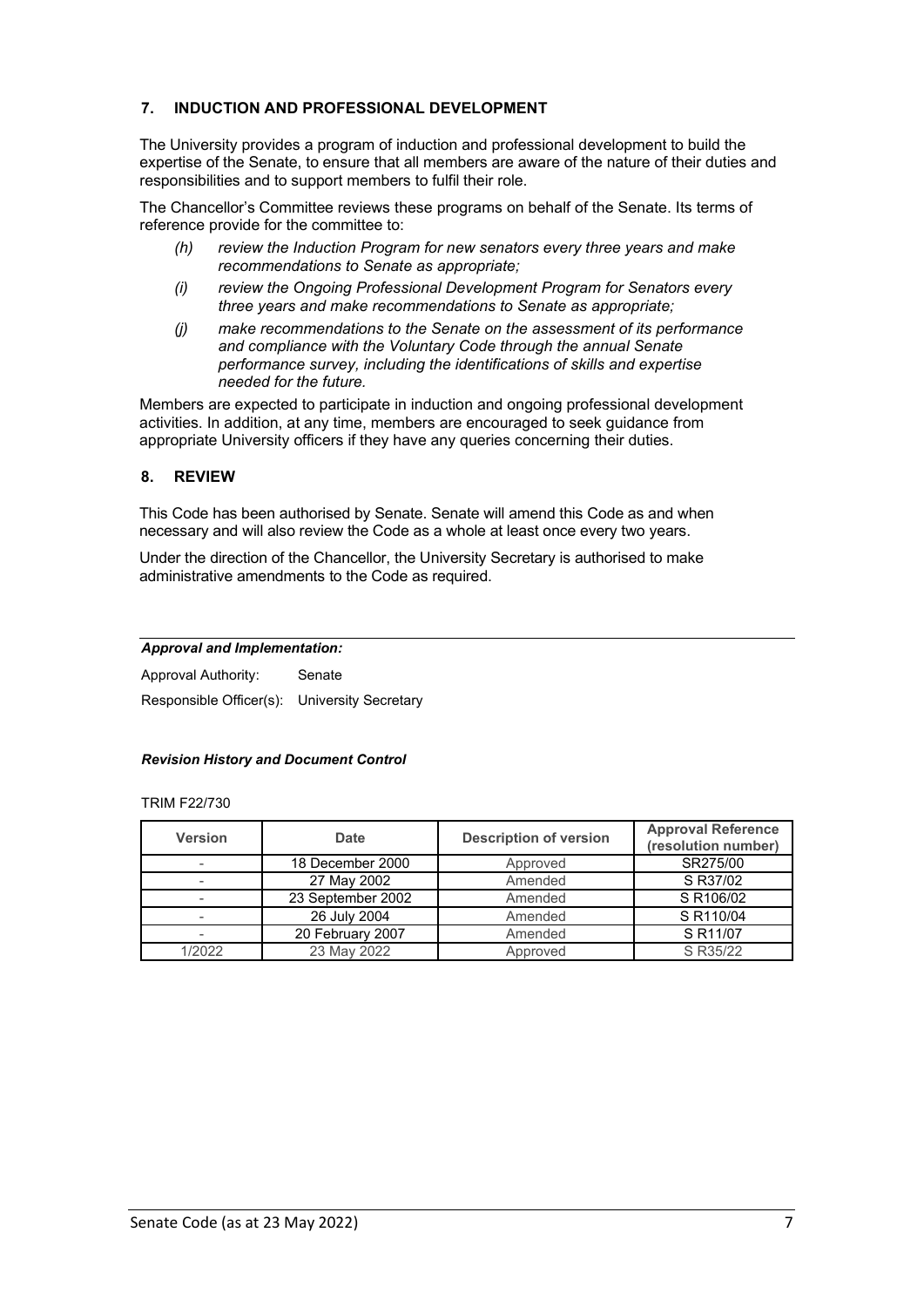## 7. INDUCTION AND PROFESSIONAL DEVELOPMENT

The University provides a program of induction and professional development to build the expertise of the Senate, to ensure that all members are aware of the nature of their duties and responsibilities and to support members to fulfil their role.

The Chancellor's Committee reviews these programs on behalf of the Senate. Its terms of reference provide for the committee to:

- *(h) review the Induction Program for new senators every three years and make recommendations to Senate as appropriate;*
- *(i) review the Ongoing Professional Development Program for Senators every three years and make recommendations to Senate as appropriate;*
- *(j) make recommendations to the Senate on the assessment of its performance and compliance with the Voluntary Code through the annual Senate performance survey, including the identifications of skills and expertise needed for the future.*

Members are expected to participate in induction and ongoing professional development activities. In addition, at any time, members are encouraged to seek guidance from appropriate University officers if they have any queries concerning their duties.

## 8. REVIEW

This Code has been authorised by Senate. Senate will amend this Code as and when necessary and will also review the Code as a whole at least once every two years.

Under the direction of the Chancellor, the University Secretary is authorised to make administrative amendments to the Code as required.

---

***Approval and Implementation:***

Approval Authority: Senate

Responsible Officer(s): University Secretary

***Revision History and Document Control***

TRIM F22/730

| Version | Date | Description of version | Approval Reference (resolution number) |
|---|---|---|---|
| - | 18 December 2000 | Approved | SR275/00 |
| - | 27 May 2002 | Amended | S R37/02 |
| - | 23 September 2002 | Amended | S R106/02 |
| - | 26 July 2004 | Amended | S R110/04 |
| - | 20 February 2007 | Amended | S R11/07 |
| 1/2022 | 23 May 2022 | Approved | S R35/22 |

Senate Code (as at 23 May 2022)